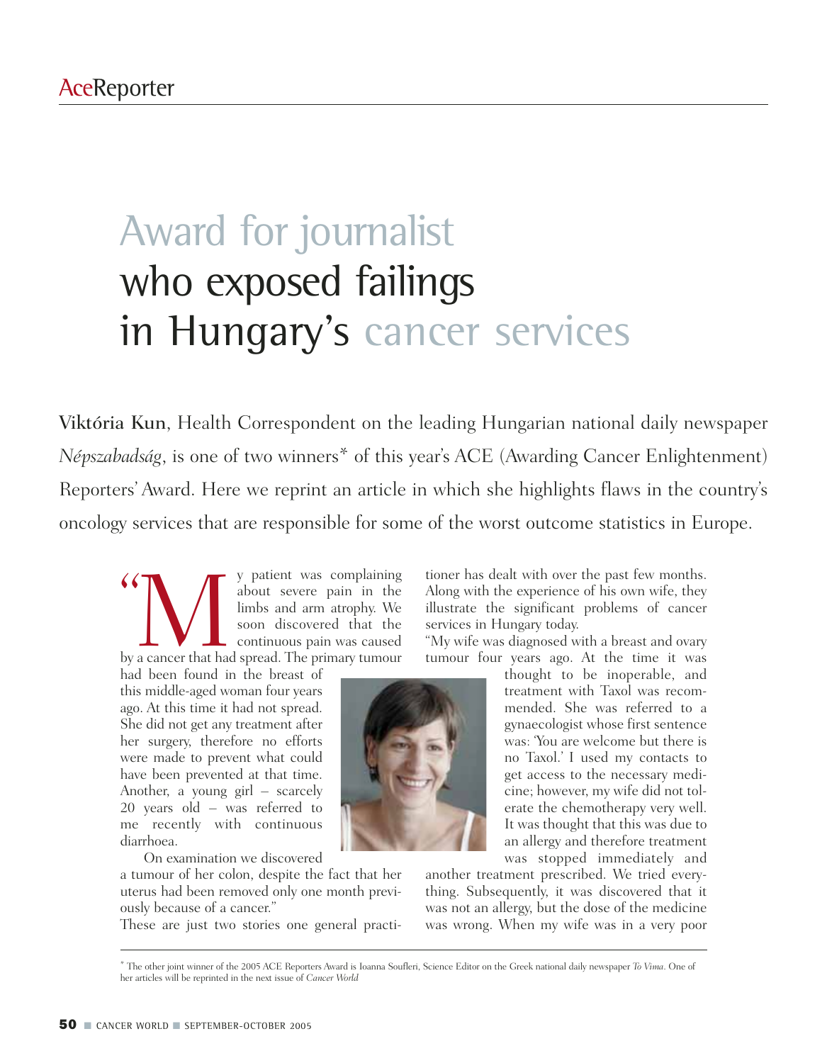# Award for journalist who exposed failings in Hungary's cancer services

**Viktória Kun**, Health Correspondent on the leading Hungarian national daily newspaper *Népszabadság*, is one of two winners* of this year's ACE (Awarding Cancer Enlightenment) Reporters' Award. Here we reprint an article in which she highlights flaws in the country's oncology services that are responsible for some of the worst outcome statistics in Europe.

"My patient was complaining about severe pain in the limbs and arm atrophy. We soon discovered that the continuous pain was caused by a cancer that had spread. The primary tumour had been found in the breast of this middle-aged woman four years ago. At this time it had not spread. She did not get any treatment after her surgery, therefore no efforts were made to prevent what could have been prevented at that time. Another, a young girl – scarcely 20 years old – was referred to me recently with continuous diarrhoea.

On examination we discovered a tumour of her colon, despite the fact that her uterus had been removed only one month previously because of a cancer."

These are just two stories one general practitioner has dealt with over the past few months. Along with the experience of his own wife, they illustrate the significant problems of cancer services in Hungary today.

"My wife was diagnosed with a breast and ovary tumour four years ago. At the time it was thought to be inoperable, and treatment with Taxol was recommended. She was referred to a gynaecologist whose first sentence was: 'You are welcome but there is no Taxol.' I used my contacts to get access to the necessary medicine; however, my wife did not tolerate the chemotherapy very well. It was thought that this was due to an allergy and therefore treatment was stopped immediately and another treatment prescribed. We tried everything. Subsequently, it was discovered that it was not an allergy, but the dose of the medicine was wrong. When my wife was in a very poor

---

* The other joint winner of the 2005 ACE Reporters Award is Ioanna Soufleri, Science Editor on the Greek national daily newspaper *To Vima*. One of her articles will be reprinted in the next issue of *Cancer World*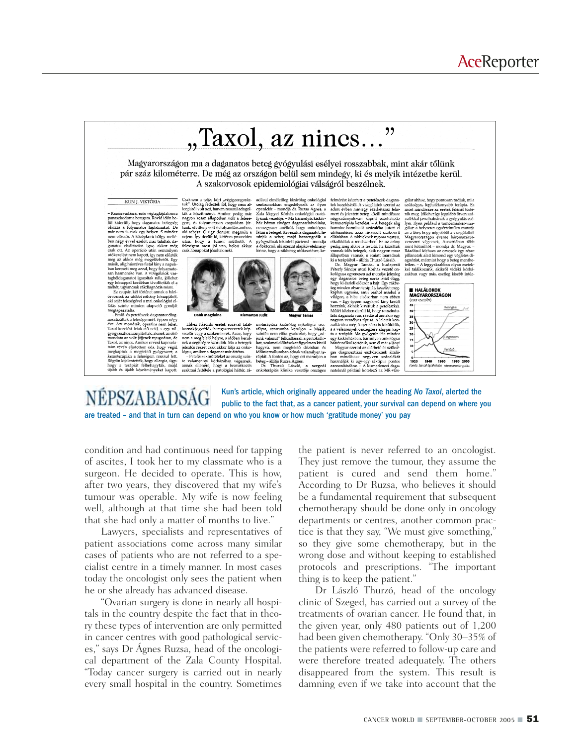Kun's article, which originally appeared under the heading *No Taxol*, alerted the public to the fact that, as a cancer patient, your survival can depend on where you are treated – and that in turn can depend on who you know or how much 'gratitude money' you pay

condition and had continuous need for tapping of ascites, I took her to my classmate who is a surgeon. He decided to operate. This is how, after two years, they discovered that my wife's tumour was operable. My wife is now feeling well, although at that time she had been told that she had only a matter of months to live."

Lawyers, specialists and representatives of patient associations come across many similar cases of patients who are not referred to a specialist centre in a timely manner. In most cases today the oncologist only sees the patient when he or she already has advanced disease.

"Ovarian surgery is done in nearly all hospitals in the country despite the fact that in theory these types of intervention are only permitted in cancer centres with good pathological services," says Dr Ágnes Ruzsa, head of the oncological department of the Zala County Hospital. "Today cancer surgery is carried out in nearly every small hospital in the country. Sometimes the patient is never referred to an oncologist. They just remove the tumour, they assume the patient is cured and send them home." According to Dr Ruzsa, who believes it should be a fundamental requirement that subsequent chemotherapy should be done only in oncology departments or centres, another common practice is that they say, "We must give something," so they give some chemotherapy, but in the wrong dose and without keeping to established protocols and prescriptions. "The important thing is to keep the patient."

Dr László Thurzó, head of the oncology clinic of Szeged, has carried out a survey of the treatments of ovarian cancer. He found that, in the given year, only 480 patients out of 1,200 had been given chemotherapy. "Only 30–35% of the patients were referred to follow-up care and were therefore treated adequately. The others disappeared from the system. This result is damning even if we take into account that the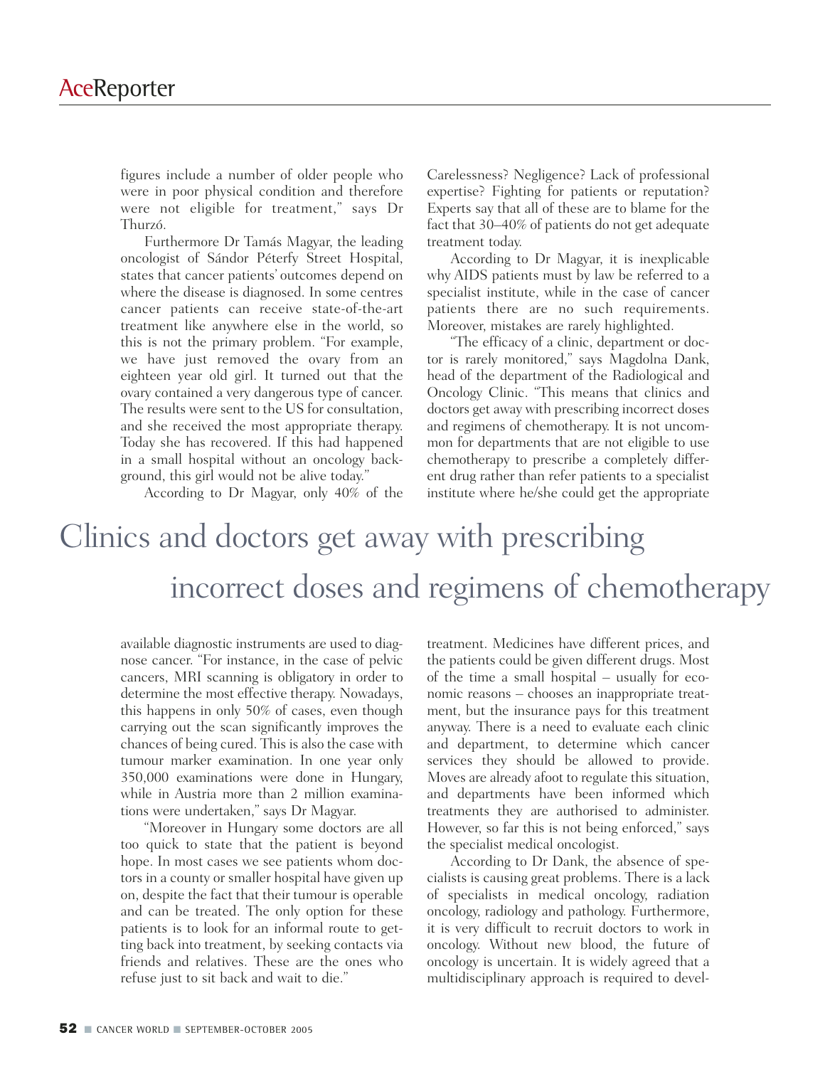figures include a number of older people who were in poor physical condition and therefore were not eligible for treatment," says Dr Thurzó.

Furthermore Dr Tamás Magyar, the leading oncologist of Sándor Péterfy Street Hospital, states that cancer patients' outcomes depend on where the disease is diagnosed. In some centres cancer patients can receive state-of-the-art treatment like anywhere else in the world, so this is not the primary problem. "For example, we have just removed the ovary from an eighteen year old girl. It turned out that the ovary contained a very dangerous type of cancer. The results were sent to the US for consultation, and she received the most appropriate therapy. Today she has recovered. If this had happened in a small hospital without an oncology background, this girl would not be alive today."

According to Dr Magyar, only 40% of the available diagnostic instruments are used to diagnose cancer. "For instance, in the case of pelvic cancers, MRI scanning is obligatory in order to determine the most effective therapy. Nowadays, this happens in only 50% of cases, even though carrying out the scan significantly improves the chances of being cured. This is also the case with tumour marker examination. In one year only 350,000 examinations were done in Hungary, while in Austria more than 2 million examinations were undertaken," says Dr Magyar.

"Moreover in Hungary some doctors are all too quick to state that the patient is beyond hope. In most cases we see patients whom doctors in a county or smaller hospital have given up on, despite the fact that their tumour is operable and can be treated. The only option for these patients is to look for an informal route to getting back into treatment, by seeking contacts via friends and relatives. These are the ones who refuse just to sit back and wait to die."

Carelessness? Negligence? Lack of professional expertise? Fighting for patients or reputation? Experts say that all of these are to blame for the fact that 30–40% of patients do not get adequate treatment today.

According to Dr Magyar, it is inexplicable why AIDS patients must by law be referred to a specialist institute, while in the case of cancer patients there are no such requirements. Moreover, mistakes are rarely highlighted.

"The efficacy of a clinic, department or doctor is rarely monitored," says Magdolna Dank, head of the department of the Radiological and Oncology Clinic. "This means that clinics and doctors get away with prescribing incorrect doses and regimens of chemotherapy. It is not uncommon for departments that are not eligible to use chemotherapy to prescribe a completely different drug rather than refer patients to a specialist institute where he/she could get the appropriate treatment. Medicines have different prices, and the patients could be given different drugs. Most of the time a small hospital – usually for economic reasons – chooses an inappropriate treatment, but the insurance pays for this treatment anyway. There is a need to evaluate each clinic and department, to determine which cancer services they should be allowed to provide. Moves are already afoot to regulate this situation, and departments have been informed which treatments they are authorised to administer. However, so far this is not being enforced," says the specialist medical oncologist.

## Clinics and doctors get away with prescribing incorrect doses and regimens of chemotherapy

According to Dr Dank, the absence of specialists is causing great problems. There is a lack of specialists in medical oncology, radiation oncology, radiology and pathology. Furthermore, it is very difficult to recruit doctors to work in oncology. Without new blood, the future of oncology is uncertain. It is widely agreed that a multidisciplinary approach is required to devel-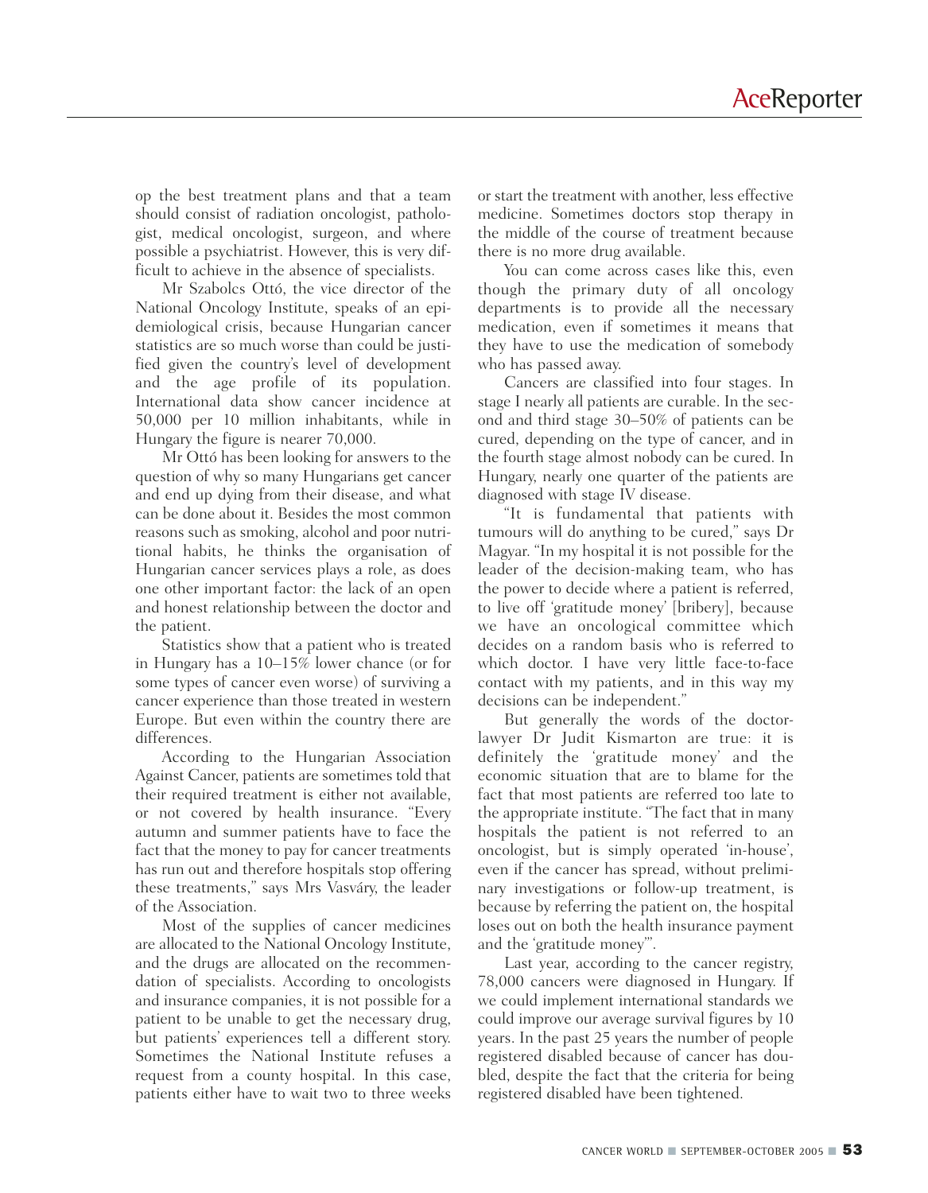op the best treatment plans and that a team should consist of radiation oncologist, pathologist, medical oncologist, surgeon, and where possible a psychiatrist. However, this is very difficult to achieve in the absence of specialists.

Mr Szabolcs Ottó, the vice director of the National Oncology Institute, speaks of an epidemiological crisis, because Hungarian cancer statistics are so much worse than could be justified given the country's level of development and the age profile of its population. International data show cancer incidence at 50,000 per 10 million inhabitants, while in Hungary the figure is nearer 70,000.

Mr Ottó has been looking for answers to the question of why so many Hungarians get cancer and end up dying from their disease, and what can be done about it. Besides the most common reasons such as smoking, alcohol and poor nutritional habits, he thinks the organisation of Hungarian cancer services plays a role, as does one other important factor: the lack of an open and honest relationship between the doctor and the patient.

Statistics show that a patient who is treated in Hungary has a 10–15% lower chance (or for some types of cancer even worse) of surviving a cancer experience than those treated in western Europe. But even within the country there are differences.

According to the Hungarian Association Against Cancer, patients are sometimes told that their required treatment is either not available, or not covered by health insurance. "Every autumn and summer patients have to face the fact that the money to pay for cancer treatments has run out and therefore hospitals stop offering these treatments," says Mrs Vasváry, the leader of the Association.

Most of the supplies of cancer medicines are allocated to the National Oncology Institute, and the drugs are allocated on the recommendation of specialists. According to oncologists and insurance companies, it is not possible for a patient to be unable to get the necessary drug, but patients' experiences tell a different story. Sometimes the National Institute refuses a request from a county hospital. In this case, patients either have to wait two to three weeks or start the treatment with another, less effective medicine. Sometimes doctors stop therapy in the middle of the course of treatment because there is no more drug available.

You can come across cases like this, even though the primary duty of all oncology departments is to provide all the necessary medication, even if sometimes it means that they have to use the medication of somebody who has passed away.

Cancers are classified into four stages. In stage I nearly all patients are curable. In the second and third stage 30–50% of patients can be cured, depending on the type of cancer, and in the fourth stage almost nobody can be cured. In Hungary, nearly one quarter of the patients are diagnosed with stage IV disease.

"It is fundamental that patients with tumours will do anything to be cured," says Dr Magyar. "In my hospital it is not possible for the leader of the decision-making team, who has the power to decide where a patient is referred, to live off 'gratitude money' [bribery], because we have an oncological committee which decides on a random basis who is referred to which doctor. I have very little face-to-face contact with my patients, and in this way my decisions can be independent."

But generally the words of the doctor-lawyer Dr Judit Kismarton are true: it is definitely the 'gratitude money' and the economic situation that are to blame for the fact that most patients are referred too late to the appropriate institute. "The fact that in many hospitals the patient is not referred to an oncologist, but is simply operated 'in-house', even if the cancer has spread, without preliminary investigations or follow-up treatment, is because by referring the patient on, the hospital loses out on both the health insurance payment and the 'gratitude money'".

Last year, according to the cancer registry, 78,000 cancers were diagnosed in Hungary. If we could implement international standards we could improve our average survival figures by 10 years. In the past 25 years the number of people registered disabled because of cancer has doubled, despite the fact that the criteria for being registered disabled have been tightened.